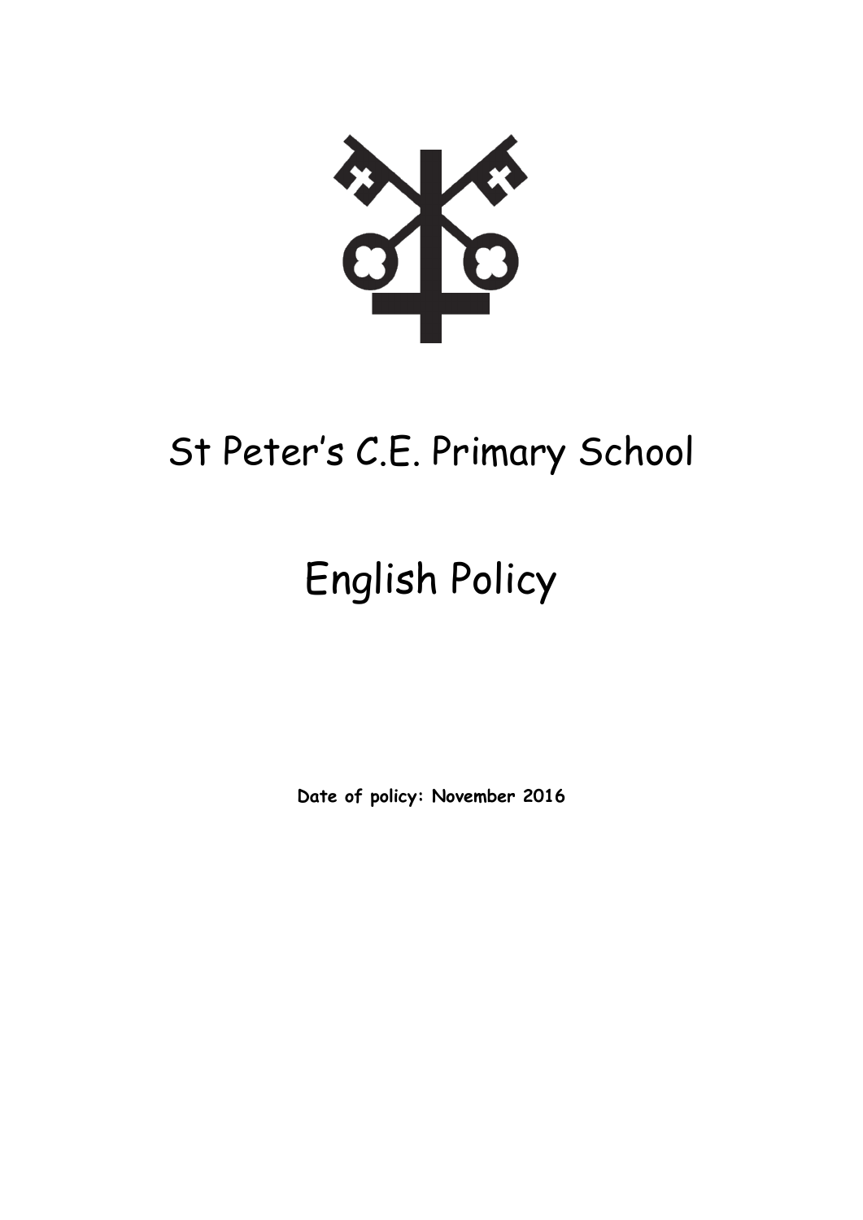# St Peter's C.E. Primary School

# English Policy

**Date of policy: November 2016**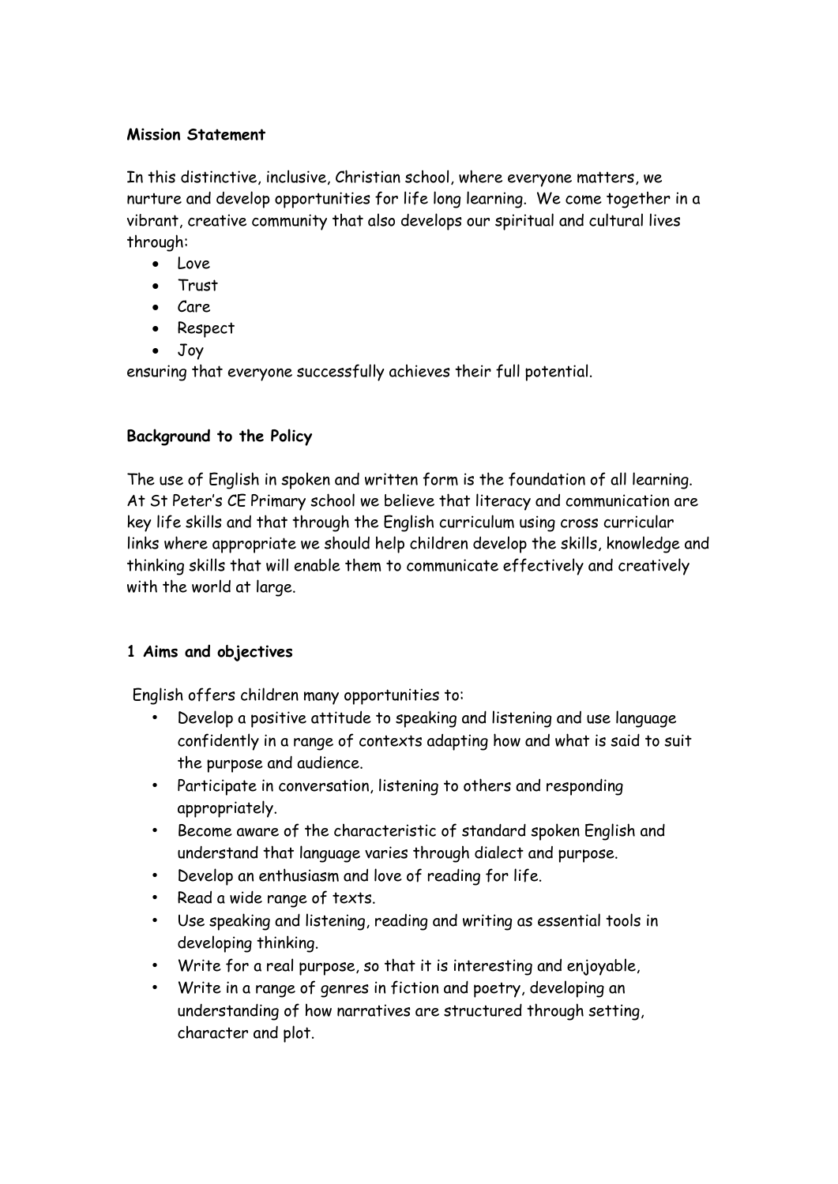**Mission Statement**

In this distinctive, inclusive, Christian school, where everyone matters, we nurture and develop opportunities for life long learning. We come together in a vibrant, creative community that also develops our spiritual and cultural lives through:

- Love
- Trust
- Care
- Respect
- Joy

ensuring that everyone successfully achieves their full potential.

**Background to the Policy**

The use of English in spoken and written form is the foundation of all learning. At St Peter's CE Primary school we believe that literacy and communication are key life skills and that through the English curriculum using cross curricular links where appropriate we should help children develop the skills, knowledge and thinking skills that will enable them to communicate effectively and creatively with the world at large.

**1 Aims and objectives**

English offers children many opportunities to:

- Develop a positive attitude to speaking and listening and use language confidently in a range of contexts adapting how and what is said to suit the purpose and audience.
- Participate in conversation, listening to others and responding appropriately.
- Become aware of the characteristic of standard spoken English and understand that language varies through dialect and purpose.
- Develop an enthusiasm and love of reading for life.
- Read a wide range of texts.
- Use speaking and listening, reading and writing as essential tools in developing thinking.
- Write for a real purpose, so that it is interesting and enjoyable,
- Write in a range of genres in fiction and poetry, developing an understanding of how narratives are structured through setting, character and plot.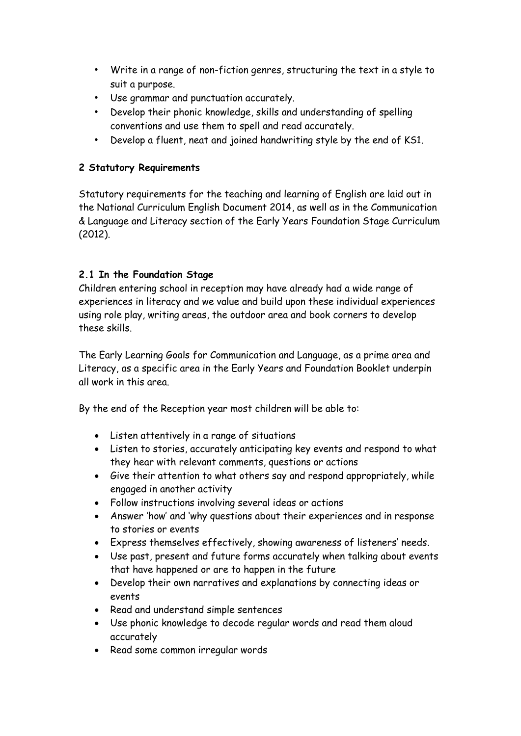- Write in a range of non-fiction genres, structuring the text in a style to suit a purpose.
- Use grammar and punctuation accurately.
- Develop their phonic knowledge, skills and understanding of spelling conventions and use them to spell and read accurately.
- Develop a fluent, neat and joined handwriting style by the end of KS1.

**2 Statutory Requirements**

Statutory requirements for the teaching and learning of English are laid out in the National Curriculum English Document 2014, as well as in the Communication & Language and Literacy section of the Early Years Foundation Stage Curriculum (2012).

**2.1 In the Foundation Stage**

Children entering school in reception may have already had a wide range of experiences in literacy and we value and build upon these individual experiences using role play, writing areas, the outdoor area and book corners to develop these skills.

The Early Learning Goals for Communication and Language, as a prime area and Literacy, as a specific area in the Early Years and Foundation Booklet underpin all work in this area.

By the end of the Reception year most children will be able to:

- Listen attentively in a range of situations
- Listen to stories, accurately anticipating key events and respond to what they hear with relevant comments, questions or actions
- Give their attention to what others say and respond appropriately, while engaged in another activity
- Follow instructions involving several ideas or actions
- Answer 'how' and 'why questions about their experiences and in response to stories or events
- Express themselves effectively, showing awareness of listeners' needs.
- Use past, present and future forms accurately when talking about events that have happened or are to happen in the future
- Develop their own narratives and explanations by connecting ideas or events
- Read and understand simple sentences
- Use phonic knowledge to decode regular words and read them aloud accurately
- Read some common irregular words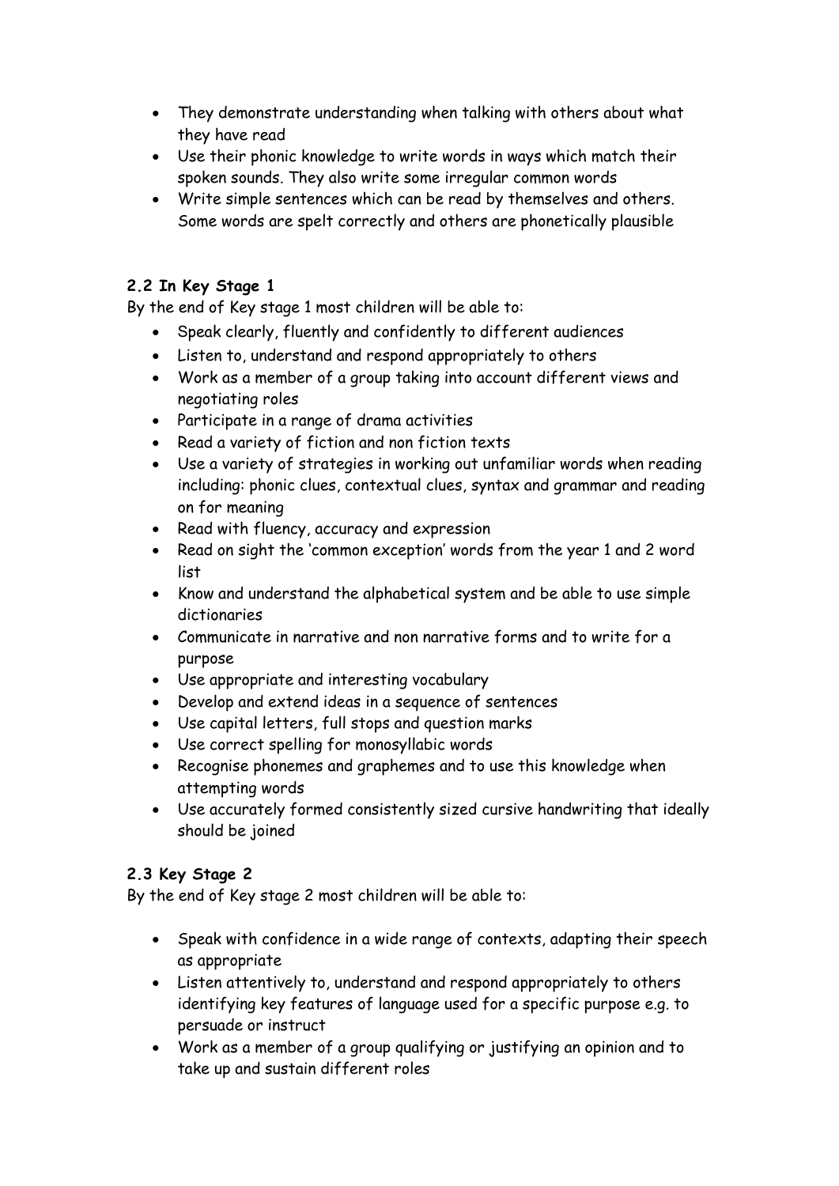- They demonstrate understanding when talking with others about what they have read
- Use their phonic knowledge to write words in ways which match their spoken sounds. They also write some irregular common words
- Write simple sentences which can be read by themselves and others. Some words are spelt correctly and others are phonetically plausible

**2.2 In Key Stage 1**

By the end of Key stage 1 most children will be able to:

- Speak clearly, fluently and confidently to different audiences
- Listen to, understand and respond appropriately to others
- Work as a member of a group taking into account different views and negotiating roles
- Participate in a range of drama activities
- Read a variety of fiction and non fiction texts
- Use a variety of strategies in working out unfamiliar words when reading including: phonic clues, contextual clues, syntax and grammar and reading on for meaning
- Read with fluency, accuracy and expression
- Read on sight the 'common exception' words from the year 1 and 2 word list
- Know and understand the alphabetical system and be able to use simple dictionaries
- Communicate in narrative and non narrative forms and to write for a purpose
- Use appropriate and interesting vocabulary
- Develop and extend ideas in a sequence of sentences
- Use capital letters, full stops and question marks
- Use correct spelling for monosyllabic words
- Recognise phonemes and graphemes and to use this knowledge when attempting words
- Use accurately formed consistently sized cursive handwriting that ideally should be joined

**2.3 Key Stage 2**

By the end of Key stage 2 most children will be able to:

- Speak with confidence in a wide range of contexts, adapting their speech as appropriate
- Listen attentively to, understand and respond appropriately to others identifying key features of language used for a specific purpose e.g. to persuade or instruct
- Work as a member of a group qualifying or justifying an opinion and to take up and sustain different roles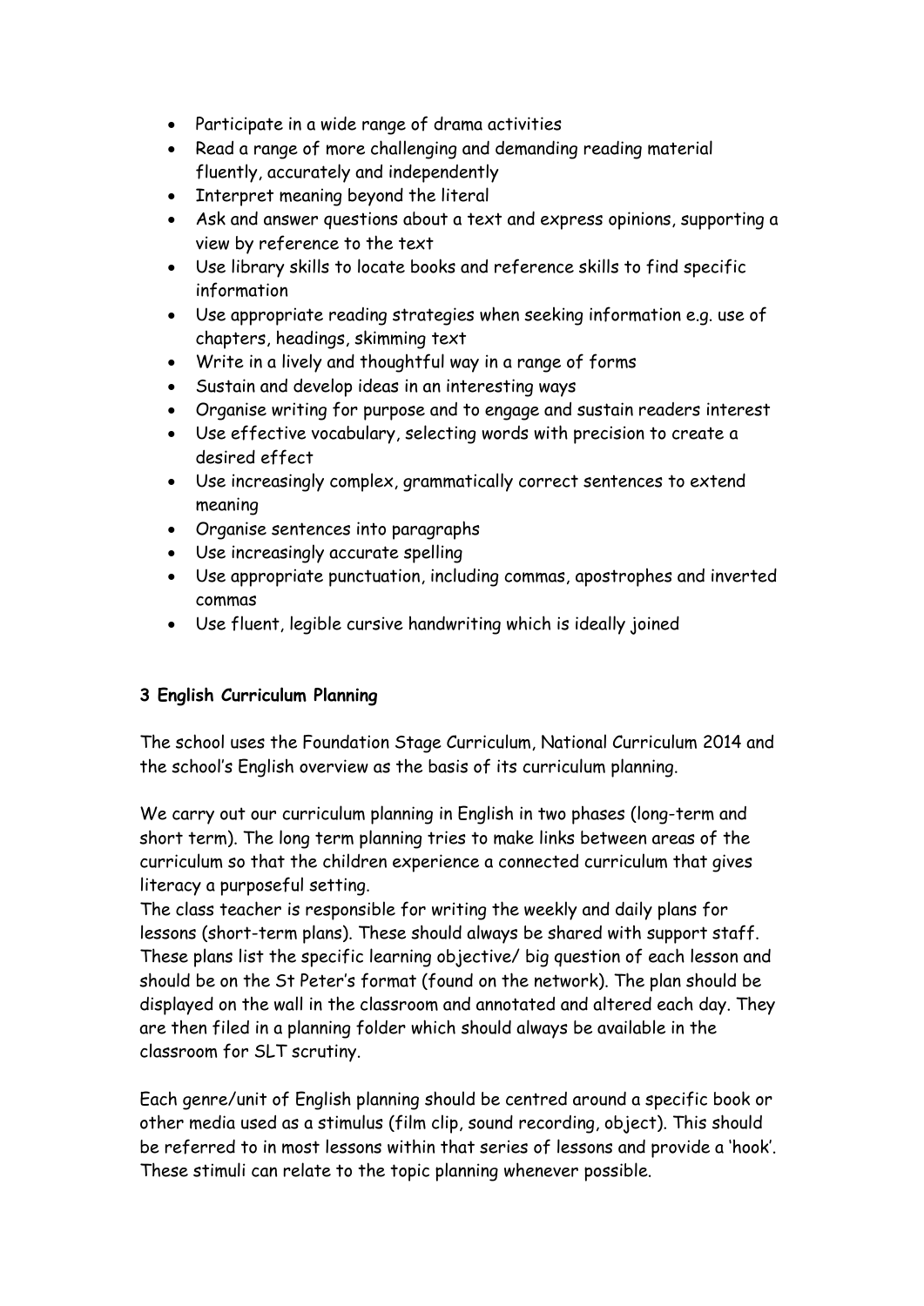- Participate in a wide range of drama activities
- Read a range of more challenging and demanding reading material fluently, accurately and independently
- Interpret meaning beyond the literal
- Ask and answer questions about a text and express opinions, supporting a view by reference to the text
- Use library skills to locate books and reference skills to find specific information
- Use appropriate reading strategies when seeking information e.g. use of chapters, headings, skimming text
- Write in a lively and thoughtful way in a range of forms
- Sustain and develop ideas in an interesting ways
- Organise writing for purpose and to engage and sustain readers interest
- Use effective vocabulary, selecting words with precision to create a desired effect
- Use increasingly complex, grammatically correct sentences to extend meaning
- Organise sentences into paragraphs
- Use increasingly accurate spelling
- Use appropriate punctuation, including commas, apostrophes and inverted commas
- Use fluent, legible cursive handwriting which is ideally joined

### 3 English Curriculum Planning

The school uses the Foundation Stage Curriculum, National Curriculum 2014 and the school's English overview as the basis of its curriculum planning.

We carry out our curriculum planning in English in two phases (long-term and short term). The long term planning tries to make links between areas of the curriculum so that the children experience a connected curriculum that gives literacy a purposeful setting.
The class teacher is responsible for writing the weekly and daily plans for lessons (short-term plans). These should always be shared with support staff. These plans list the specific learning objective/ big question of each lesson and should be on the St Peter's format (found on the network). The plan should be displayed on the wall in the classroom and annotated and altered each day. They are then filed in a planning folder which should always be available in the classroom for SLT scrutiny.

Each genre/unit of English planning should be centred around a specific book or other media used as a stimulus (film clip, sound recording, object). This should be referred to in most lessons within that series of lessons and provide a 'hook'. These stimuli can relate to the topic planning whenever possible.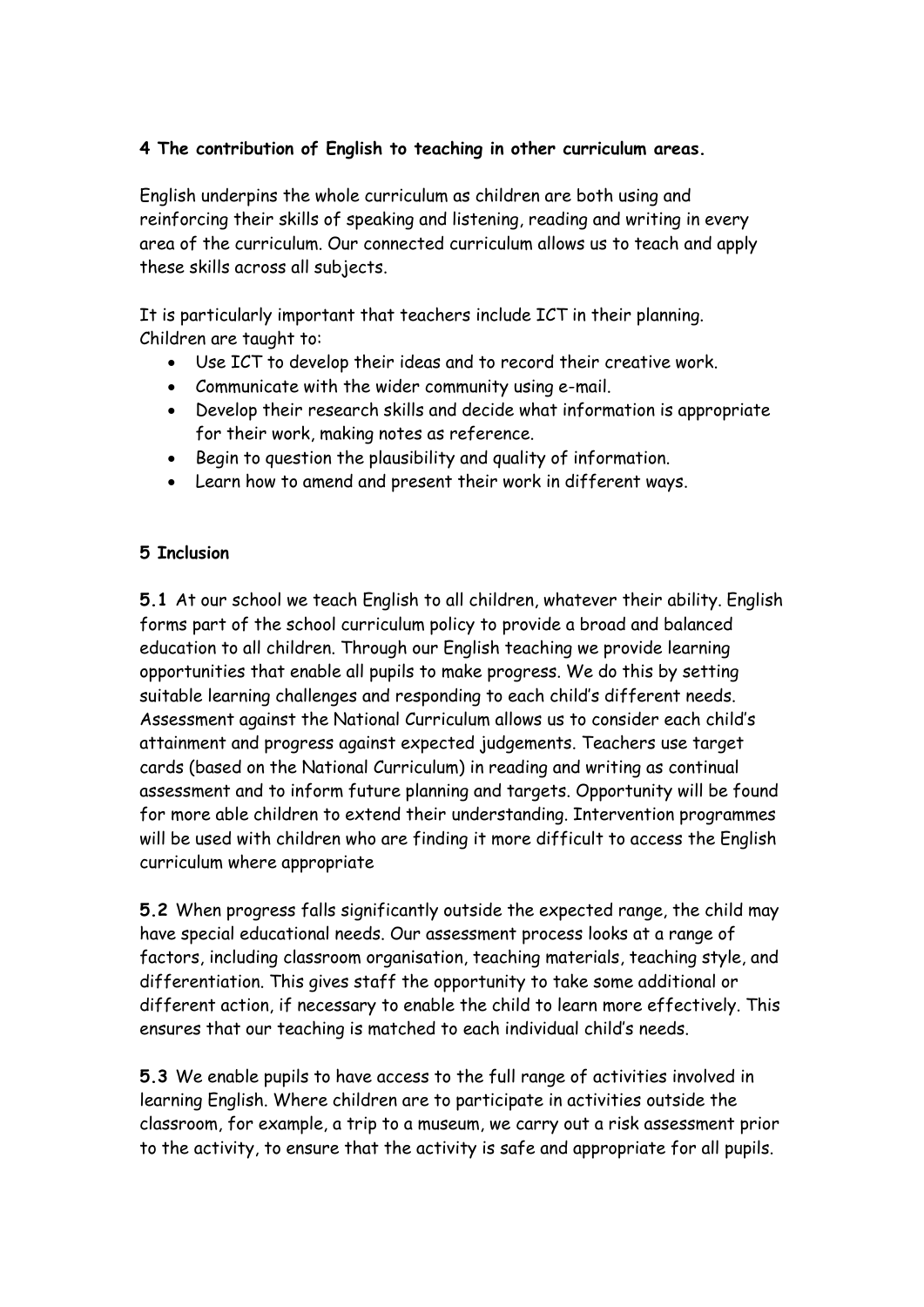**4 The contribution of English to teaching in other curriculum areas.**

English underpins the whole curriculum as children are both using and reinforcing their skills of speaking and listening, reading and writing in every area of the curriculum. Our connected curriculum allows us to teach and apply these skills across all subjects.

It is particularly important that teachers include ICT in their planning. Children are taught to:

- Use ICT to develop their ideas and to record their creative work.
- Communicate with the wider community using e-mail.
- Develop their research skills and decide what information is appropriate for their work, making notes as reference.
- Begin to question the plausibility and quality of information.
- Learn how to amend and present their work in different ways.

**5 Inclusion**

**5.1** At our school we teach English to all children, whatever their ability. English forms part of the school curriculum policy to provide a broad and balanced education to all children. Through our English teaching we provide learning opportunities that enable all pupils to make progress. We do this by setting suitable learning challenges and responding to each child's different needs. Assessment against the National Curriculum allows us to consider each child's attainment and progress against expected judgements. Teachers use target cards (based on the National Curriculum) in reading and writing as continual assessment and to inform future planning and targets. Opportunity will be found for more able children to extend their understanding. Intervention programmes will be used with children who are finding it more difficult to access the English curriculum where appropriate

**5.2** When progress falls significantly outside the expected range, the child may have special educational needs. Our assessment process looks at a range of factors, including classroom organisation, teaching materials, teaching style, and differentiation. This gives staff the opportunity to take some additional or different action, if necessary to enable the child to learn more effectively. This ensures that our teaching is matched to each individual child's needs.

**5.3** We enable pupils to have access to the full range of activities involved in learning English. Where children are to participate in activities outside the classroom, for example, a trip to a museum, we carry out a risk assessment prior to the activity, to ensure that the activity is safe and appropriate for all pupils.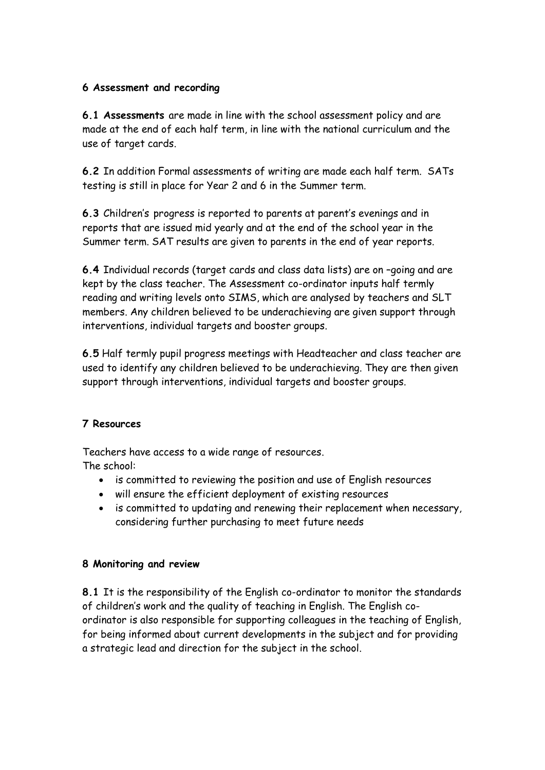## 6 Assessment and recording

**6.1 Assessments** are made in line with the school assessment policy and are made at the end of each half term, in line with the national curriculum and the use of target cards.

**6.2** In addition Formal assessments of writing are made each half term. SATs testing is still in place for Year 2 and 6 in the Summer term.

**6.3** Children's progress is reported to parents at parent's evenings and in reports that are issued mid yearly and at the end of the school year in the Summer term. SAT results are given to parents in the end of year reports.

**6.4** Individual records (target cards and class data lists) are on –going and are kept by the class teacher. The Assessment co-ordinator inputs half termly reading and writing levels onto SIMS, which are analysed by teachers and SLT members. Any children believed to be underachieving are given support through interventions, individual targets and booster groups.

**6.5** Half termly pupil progress meetings with Headteacher and class teacher are used to identify any children believed to be underachieving. They are then given support through interventions, individual targets and booster groups.

## 7 Resources

Teachers have access to a wide range of resources.
The school:

- is committed to reviewing the position and use of English resources
- will ensure the efficient deployment of existing resources
- is committed to updating and renewing their replacement when necessary, considering further purchasing to meet future needs

## 8 Monitoring and review

**8.1** It is the responsibility of the English co-ordinator to monitor the standards of children's work and the quality of teaching in English. The English co-ordinator is also responsible for supporting colleagues in the teaching of English, for being informed about current developments in the subject and for providing a strategic lead and direction for the subject in the school.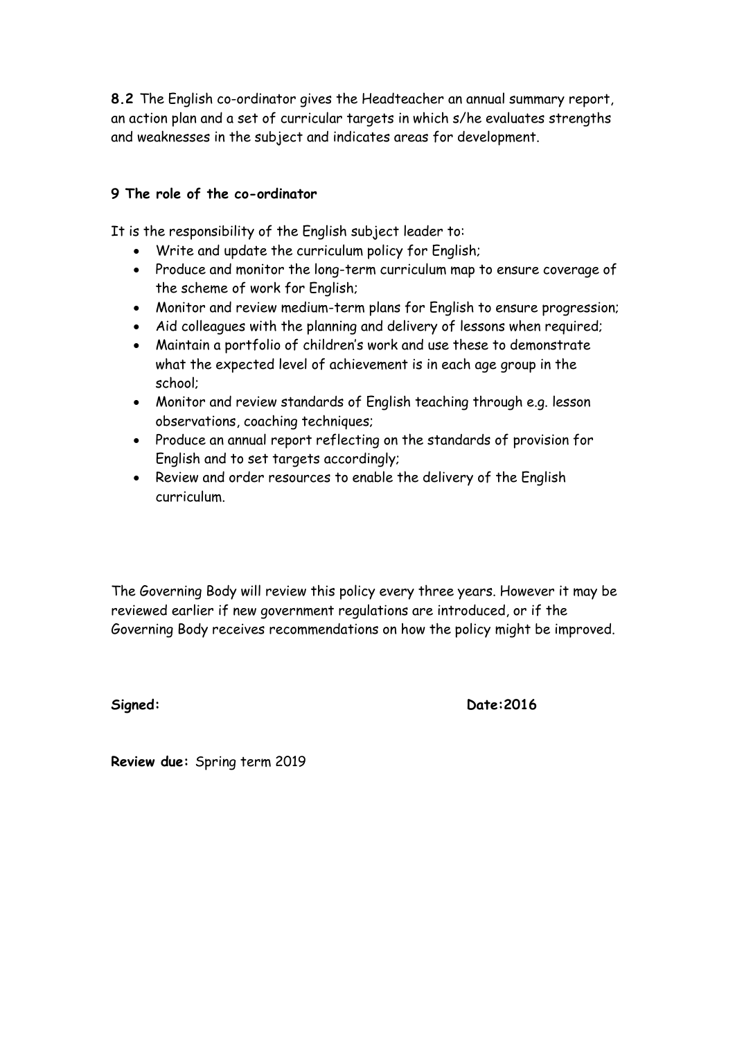**8.2** The English co-ordinator gives the Headteacher an annual summary report, an action plan and a set of curricular targets in which s/he evaluates strengths and weaknesses in the subject and indicates areas for development.

**9 The role of the co-ordinator**

It is the responsibility of the English subject leader to:

- Write and update the curriculum policy for English;
- Produce and monitor the long-term curriculum map to ensure coverage of the scheme of work for English;
- Monitor and review medium-term plans for English to ensure progression;
- Aid colleagues with the planning and delivery of lessons when required;
- Maintain a portfolio of children's work and use these to demonstrate what the expected level of achievement is in each age group in the school;
- Monitor and review standards of English teaching through e.g. lesson observations, coaching techniques;
- Produce an annual report reflecting on the standards of provision for English and to set targets accordingly;
- Review and order resources to enable the delivery of the English curriculum.

The Governing Body will review this policy every three years. However it may be reviewed earlier if new government regulations are introduced, or if the Governing Body receives recommendations on how the policy might be improved.

**Signed:** **Date:2016**

**Review due:** Spring term 2019